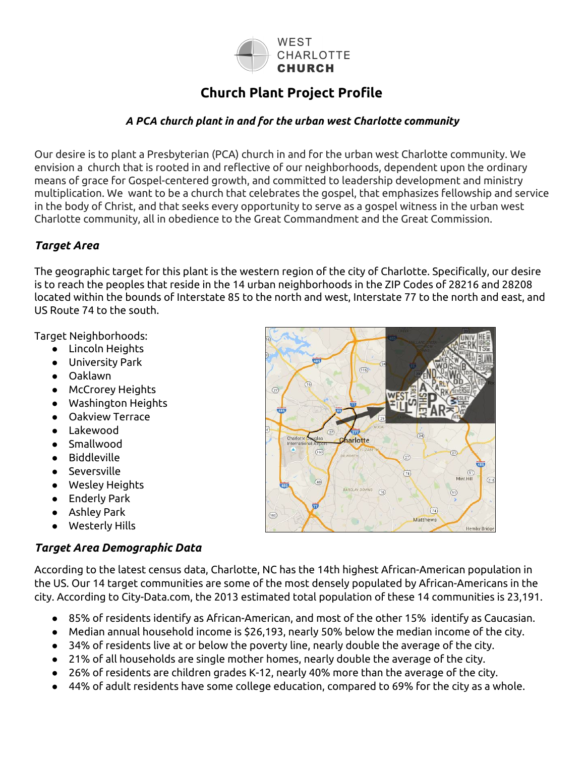WEST CHARLOTTE CHURCH

# Church Plant Project Profile

***A PCA church plant in and for the urban west Charlotte community***

Our desire is to plant a Presbyterian (PCA) church in and for the urban west Charlotte community. We envision a church that is rooted in and reflective of our neighborhoods, dependent upon the ordinary means of grace for Gospel-centered growth, and committed to leadership development and ministry multiplication. We want to be a church that celebrates the gospel, that emphasizes fellowship and service in the body of Christ, and that seeks every opportunity to serve as a gospel witness in the urban west Charlotte community, all in obedience to the Great Commandment and the Great Commission.

## *Target Area*

The geographic target for this plant is the western region of the city of Charlotte. Specifically, our desire is to reach the peoples that reside in the 14 urban neighborhoods in the ZIP Codes of 28216 and 28208 located within the bounds of Interstate 85 to the north and west, Interstate 77 to the north and east, and US Route 74 to the south.

Target Neighborhoods:

- Lincoln Heights
- University Park
- Oaklawn
- McCrorey Heights
- Washington Heights
- Oakview Terrace
- Lakewood
- Smallwood
- Biddleville
- Seversville
- Wesley Heights
- Enderly Park
- Ashley Park
- Westerly Hills

## *Target Area Demographic Data*

According to the latest census data, Charlotte, NC has the 14th highest African-American population in the US. Our 14 target communities are some of the most densely populated by African-Americans in the city. According to City-Data.com, the 2013 estimated total population of these 14 communities is 23,191.

- 85% of residents identify as African-American, and most of the other 15% identify as Caucasian.
- Median annual household income is $26,193, nearly 50% below the median income of the city.
- 34% of residents live at or below the poverty line, nearly double the average of the city.
- 21% of all households are single mother homes, nearly double the average of the city.
- 26% of residents are children grades K-12, nearly 40% more than the average of the city.
- 44% of adult residents have some college education, compared to 69% for the city as a whole.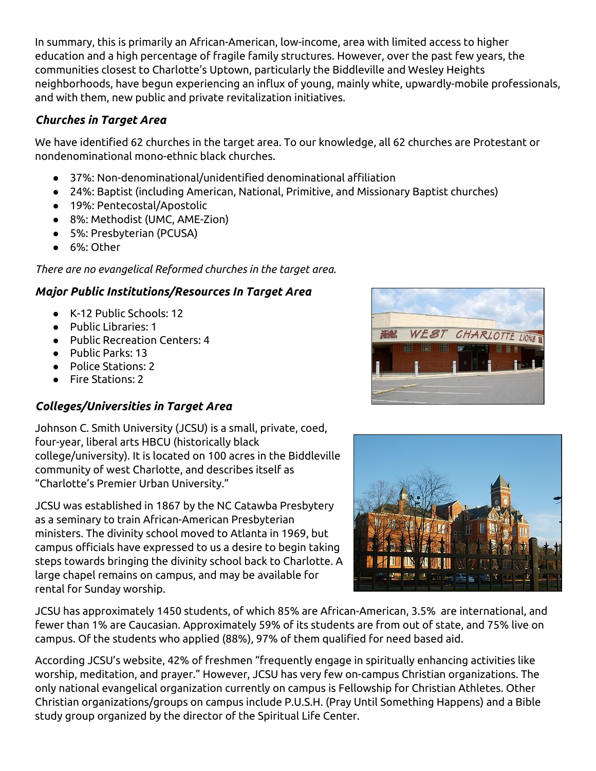In summary, this is primarily an African-American, low-income, area with limited access to higher education and a high percentage of fragile family structures. However, over the past few years, the communities closest to Charlotte's Uptown, particularly the Biddleville and Wesley Heights neighborhoods, have begun experiencing an influx of young, mainly white, upwardly-mobile professionals, and with them, new public and private revitalization initiatives.

### *Churches in Target Area*

We have identified 62 churches in the target area. To our knowledge, all 62 churches are Protestant or nondenominational mono-ethnic black churches.

- 37%: Non-denominational/unidentified denominational affiliation
- 24%: Baptist (including American, National, Primitive, and Missionary Baptist churches)
- 19%: Pentecostal/Apostolic
- 8%: Methodist (UMC, AME-Zion)
- 5%: Presbyterian (PCUSA)
- 6%: Other

*There are no evangelical Reformed churches in the target area.*

### *Major Public Institutions/Resources In Target Area*

- K-12 Public Schools: 12
- Public Libraries: 1
- Public Recreation Centers: 4
- Public Parks: 13
- Police Stations: 2
- Fire Stations: 2

### *Colleges/Universities in Target Area*

Johnson C. Smith University (JCSU) is a small, private, coed, four-year, liberal arts HBCU (historically black college/university). It is located on 100 acres in the Biddleville community of west Charlotte, and describes itself as "Charlotte's Premier Urban University."

JCSU was established in 1867 by the NC Catawba Presbytery as a seminary to train African-American Presbyterian ministers. The divinity school moved to Atlanta in 1969, but campus officials have expressed to us a desire to begin taking steps towards bringing the divinity school back to Charlotte. A large chapel remains on campus, and may be available for rental for Sunday worship.

JCSU has approximately 1450 students, of which 85% are African-American, 3.5% are international, and fewer than 1% are Caucasian. Approximately 59% of its students are from out of state, and 75% live on campus. Of the students who applied (88%), 97% of them qualified for need based aid.

According JCSU's website, 42% of freshmen "frequently engage in spiritually enhancing activities like worship, meditation, and prayer." However, JCSU has very few on-campus Christian organizations. The only national evangelical organization currently on campus is Fellowship for Christian Athletes. Other Christian organizations/groups on campus include P.U.S.H. (Pray Until Something Happens) and a Bible study group organized by the director of the Spiritual Life Center.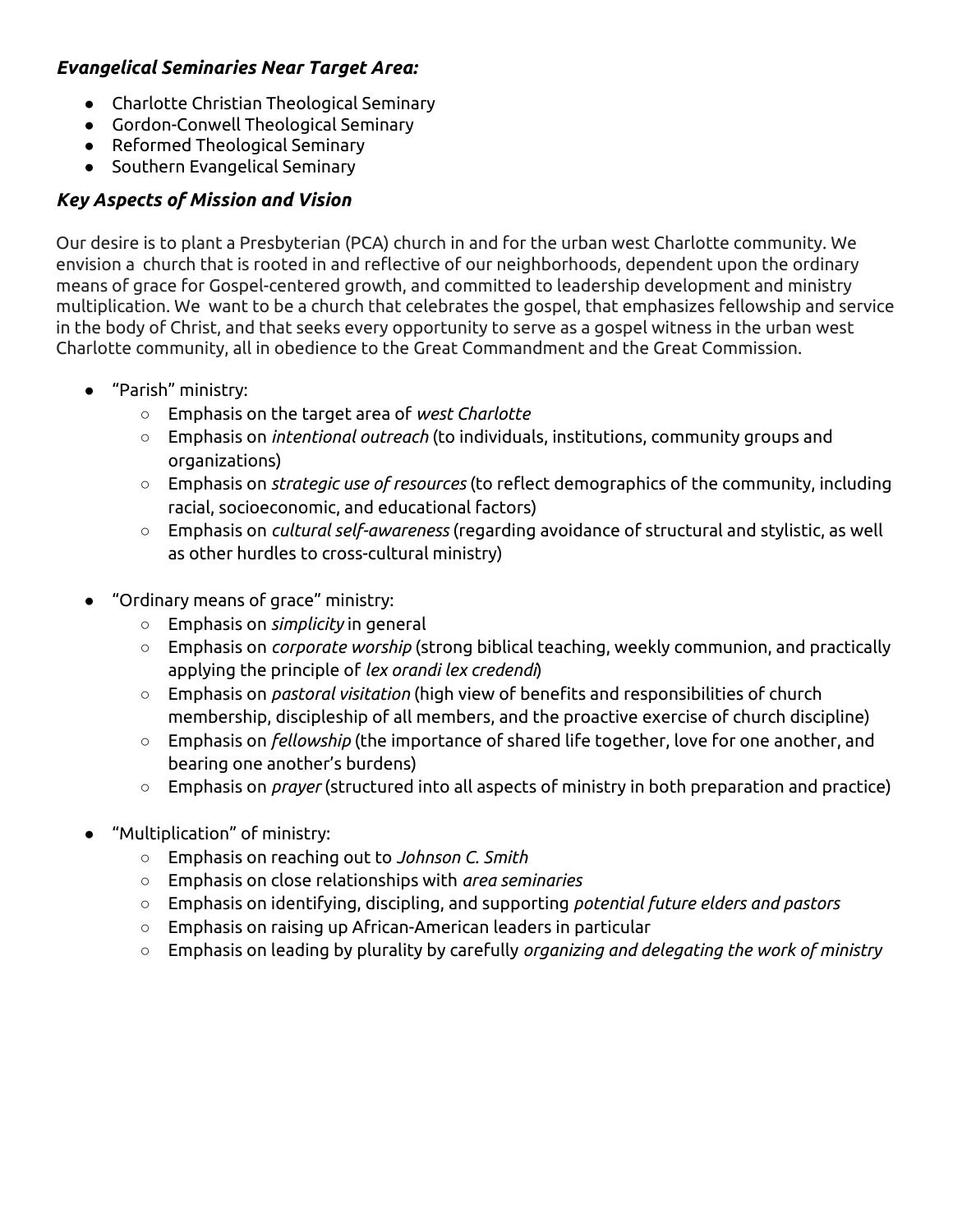### ***Evangelical Seminaries Near Target Area:***

- Charlotte Christian Theological Seminary
- Gordon-Conwell Theological Seminary
- Reformed Theological Seminary
- Southern Evangelical Seminary

### ***Key Aspects of Mission and Vision***

Our desire is to plant a Presbyterian (PCA) church in and for the urban west Charlotte community. We envision a church that is rooted in and reflective of our neighborhoods, dependent upon the ordinary means of grace for Gospel-centered growth, and committed to leadership development and ministry multiplication. We want to be a church that celebrates the gospel, that emphasizes fellowship and service in the body of Christ, and that seeks every opportunity to serve as a gospel witness in the urban west Charlotte community, all in obedience to the Great Commandment and the Great Commission.

- "Parish" ministry:
  - Emphasis on the target area of *west Charlotte*
  - Emphasis on *intentional outreach* (to individuals, institutions, community groups and organizations)
  - Emphasis on *strategic use of resources* (to reflect demographics of the community, including racial, socioeconomic, and educational factors)
  - Emphasis on *cultural self-awareness* (regarding avoidance of structural and stylistic, as well as other hurdles to cross-cultural ministry)

- "Ordinary means of grace" ministry:
  - Emphasis on *simplicity* in general
  - Emphasis on *corporate worship* (strong biblical teaching, weekly communion, and practically applying the principle of *lex orandi lex credendi*)
  - Emphasis on *pastoral visitation* (high view of benefits and responsibilities of church membership, discipleship of all members, and the proactive exercise of church discipline)
  - Emphasis on *fellowship* (the importance of shared life together, love for one another, and bearing one another's burdens)
  - Emphasis on *prayer* (structured into all aspects of ministry in both preparation and practice)

- "Multiplication" of ministry:
  - Emphasis on reaching out to *Johnson C. Smith*
  - Emphasis on close relationships with *area seminaries*
  - Emphasis on identifying, discipling, and supporting *potential future elders and pastors*
  - Emphasis on raising up African-American leaders in particular
  - Emphasis on leading by plurality by carefully *organizing and delegating the work of ministry*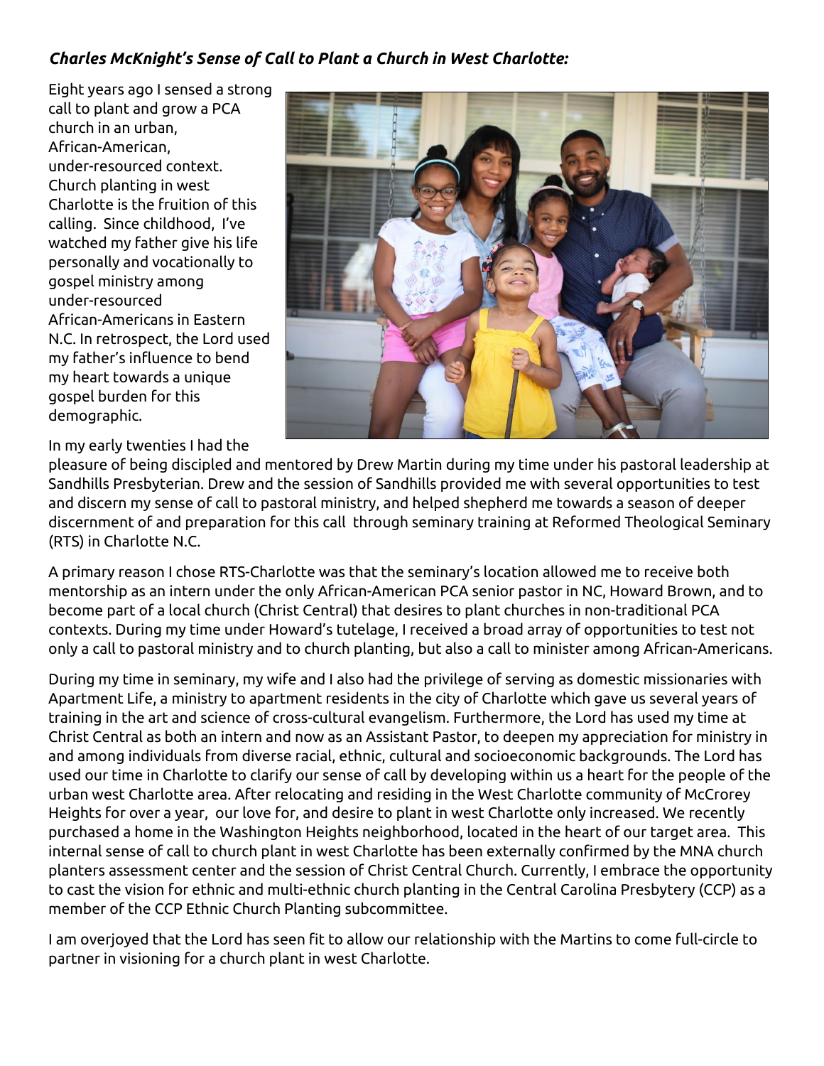***Charles McKnight's Sense of Call to Plant a Church in West Charlotte:***

Eight years ago I sensed a strong call to plant and grow a PCA church in an urban, African-American, under-resourced context. Church planting in west Charlotte is the fruition of this calling. Since childhood, I've watched my father give his life personally and vocationally to gospel ministry among under-resourced African-Americans in Eastern N.C. In retrospect, the Lord used my father's influence to bend my heart towards a unique gospel burden for this demographic.

In my early twenties I had the pleasure of being discipled and mentored by Drew Martin during my time under his pastoral leadership at Sandhills Presbyterian. Drew and the session of Sandhills provided me with several opportunities to test and discern my sense of call to pastoral ministry, and helped shepherd me towards a season of deeper discernment of and preparation for this call through seminary training at Reformed Theological Seminary (RTS) in Charlotte N.C.

A primary reason I chose RTS-Charlotte was that the seminary's location allowed me to receive both mentorship as an intern under the only African-American PCA senior pastor in NC, Howard Brown, and to become part of a local church (Christ Central) that desires to plant churches in non-traditional PCA contexts. During my time under Howard's tutelage, I received a broad array of opportunities to test not only a call to pastoral ministry and to church planting, but also a call to minister among African-Americans.

During my time in seminary, my wife and I also had the privilege of serving as domestic missionaries with Apartment Life, a ministry to apartment residents in the city of Charlotte which gave us several years of training in the art and science of cross-cultural evangelism. Furthermore, the Lord has used my time at Christ Central as both an intern and now as an Assistant Pastor, to deepen my appreciation for ministry in and among individuals from diverse racial, ethnic, cultural and socioeconomic backgrounds. The Lord has used our time in Charlotte to clarify our sense of call by developing within us a heart for the people of the urban west Charlotte area. After relocating and residing in the West Charlotte community of McCrorey Heights for over a year, our love for, and desire to plant in west Charlotte only increased. We recently purchased a home in the Washington Heights neighborhood, located in the heart of our target area. This internal sense of call to church plant in west Charlotte has been externally confirmed by the MNA church planters assessment center and the session of Christ Central Church. Currently, I embrace the opportunity to cast the vision for ethnic and multi-ethnic church planting in the Central Carolina Presbytery (CCP) as a member of the CCP Ethnic Church Planting subcommittee.

I am overjoyed that the Lord has seen fit to allow our relationship with the Martins to come full-circle to partner in visioning for a church plant in west Charlotte.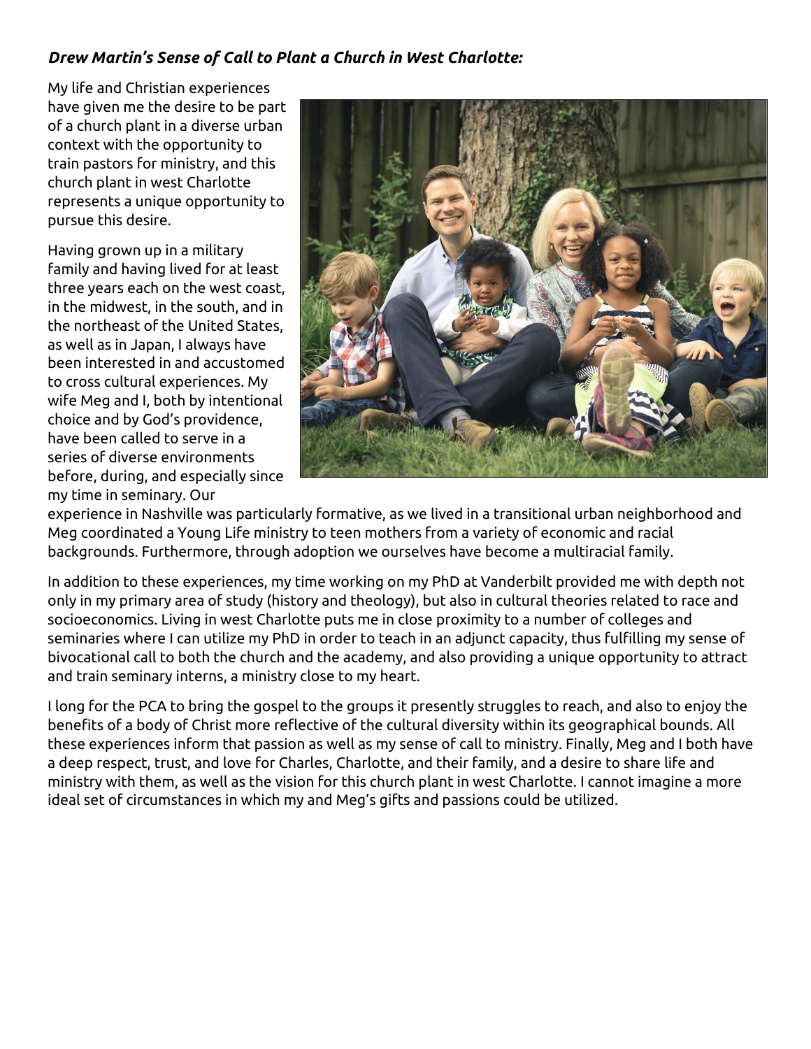***Drew Martin's Sense of Call to Plant a Church in West Charlotte:***

My life and Christian experiences have given me the desire to be part of a church plant in a diverse urban context with the opportunity to train pastors for ministry, and this church plant in west Charlotte represents a unique opportunity to pursue this desire.

Having grown up in a military family and having lived for at least three years each on the west coast, in the midwest, in the south, and in the northeast of the United States, as well as in Japan, I always have been interested in and accustomed to cross cultural experiences. My wife Meg and I, both by intentional choice and by God's providence, have been called to serve in a series of diverse environments before, during, and especially since my time in seminary. Our experience in Nashville was particularly formative, as we lived in a transitional urban neighborhood and Meg coordinated a Young Life ministry to teen mothers from a variety of economic and racial backgrounds. Furthermore, through adoption we ourselves have become a multiracial family.

In addition to these experiences, my time working on my PhD at Vanderbilt provided me with depth not only in my primary area of study (history and theology), but also in cultural theories related to race and socioeconomics. Living in west Charlotte puts me in close proximity to a number of colleges and seminaries where I can utilize my PhD in order to teach in an adjunct capacity, thus fulfilling my sense of bivocational call to both the church and the academy, and also providing a unique opportunity to attract and train seminary interns, a ministry close to my heart.

I long for the PCA to bring the gospel to the groups it presently struggles to reach, and also to enjoy the benefits of a body of Christ more reflective of the cultural diversity within its geographical bounds. All these experiences inform that passion as well as my sense of call to ministry. Finally, Meg and I both have a deep respect, trust, and love for Charles, Charlotte, and their family, and a desire to share life and ministry with them, as well as the vision for this church plant in west Charlotte. I cannot imagine a more ideal set of circumstances in which my and Meg's gifts and passions could be utilized.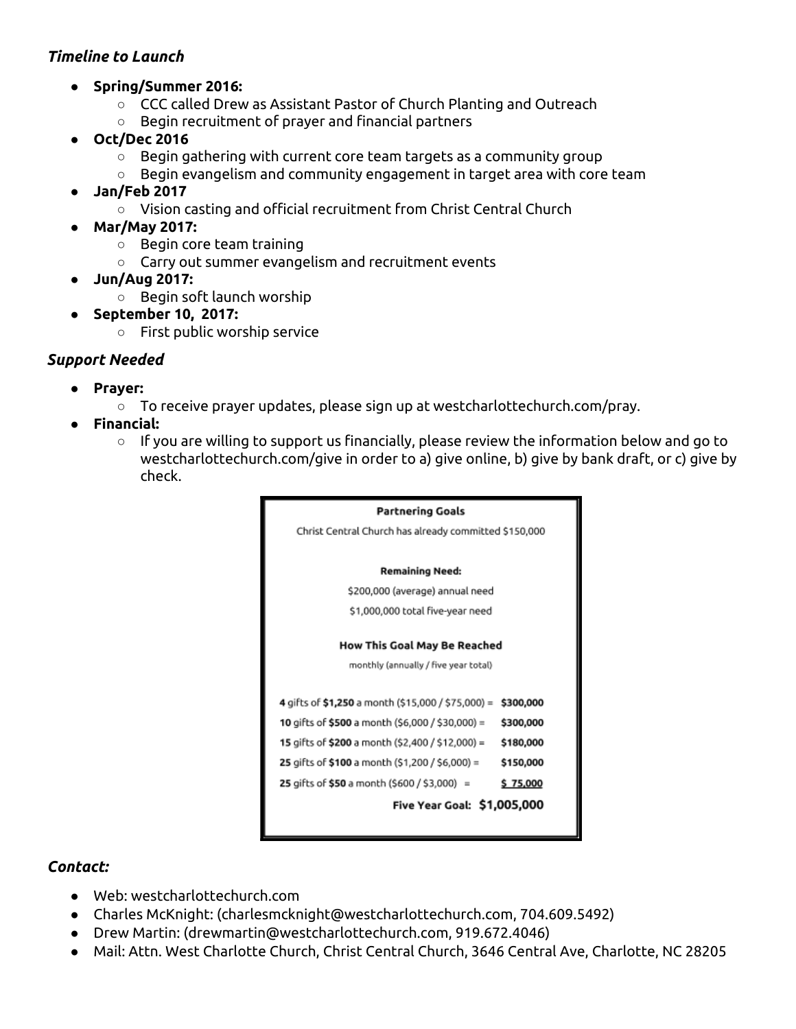### *Timeline to Launch*

- **Spring/Summer 2016:**
  - CCC called Drew as Assistant Pastor of Church Planting and Outreach
  - Begin recruitment of prayer and financial partners
- **Oct/Dec 2016**
  - Begin gathering with current core team targets as a community group
  - Begin evangelism and community engagement in target area with core team
- **Jan/Feb 2017**
  - Vision casting and official recruitment from Christ Central Church
- **Mar/May 2017:**
  - Begin core team training
  - Carry out summer evangelism and recruitment events
- **Jun/Aug 2017:**
  - Begin soft launch worship
- **September 10, 2017:**
  - First public worship service

### *Support Needed*

- **Prayer:**
  - To receive prayer updates, please sign up at westcharlottechurch.com/pray.
- **Financial:**
  - If you are willing to support us financially, please review the information below and go to westcharlottechurch.com/give in order to a) give online, b) give by bank draft, or c) give by check.

**Partnering Goals**

Christ Central Church has already committed $150,000

**Remaining Need:**

$200,000 (average) annual need

$1,000,000 total five-year need

**How This Goal May Be Reached**

monthly (annually / five year total)

| | |
|---|---|
| **4** gifts of **$1,250** a month ($15,000 / $75,000) = | **$300,000** |
| **10** gifts of **$500** a month ($6,000 / $30,000) = | **$300,000** |
| **15** gifts of **$200** a month ($2,400 / $12,000) = | **$180,000** |
| **25** gifts of **$100** a month ($1,200 / $6,000) = | **$150,000** |
| **25** gifts of **$50** a month ($600 / $3,000) = | **$ 75,000** |
| **Five Year Goal:** | **$1,005,000** |

### *Contact:*

- Web: westcharlottechurch.com
- Charles McKnight: (charlesmcknight@westcharlottechurch.com, 704.609.5492)
- Drew Martin: (drewmartin@westcharlottechurch.com, 919.672.4046)
- Mail: Attn. West Charlotte Church, Christ Central Church, 3646 Central Ave, Charlotte, NC 28205